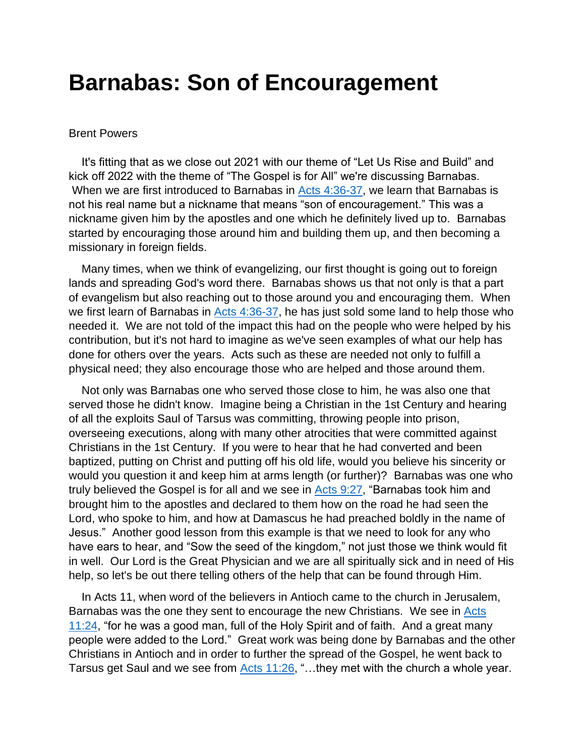# Barnabas: Son of Encouragement

Brent Powers

It's fitting that as we close out 2021 with our theme of "Let Us Rise and Build" and kick off 2022 with the theme of "The Gospel is for All" we're discussing Barnabas. When we are first introduced to Barnabas in Acts 4:36-37, we learn that Barnabas is not his real name but a nickname that means "son of encouragement." This was a nickname given him by the apostles and one which he definitely lived up to. Barnabas started by encouraging those around him and building them up, and then becoming a missionary in foreign fields.

Many times, when we think of evangelizing, our first thought is going out to foreign lands and spreading God's word there. Barnabas shows us that not only is that a part of evangelism but also reaching out to those around you and encouraging them. When we first learn of Barnabas in Acts 4:36-37, he has just sold some land to help those who needed it. We are not told of the impact this had on the people who were helped by his contribution, but it's not hard to imagine as we've seen examples of what our help has done for others over the years. Acts such as these are needed not only to fulfill a physical need; they also encourage those who are helped and those around them.

Not only was Barnabas one who served those close to him, he was also one that served those he didn't know. Imagine being a Christian in the 1st Century and hearing of all the exploits Saul of Tarsus was committing, throwing people into prison, overseeing executions, along with many other atrocities that were committed against Christians in the 1st Century. If you were to hear that he had converted and been baptized, putting on Christ and putting off his old life, would you believe his sincerity or would you question it and keep him at arms length (or further)? Barnabas was one who truly believed the Gospel is for all and we see in Acts 9:27, "Barnabas took him and brought him to the apostles and declared to them how on the road he had seen the Lord, who spoke to him, and how at Damascus he had preached boldly in the name of Jesus." Another good lesson from this example is that we need to look for any who have ears to hear, and "Sow the seed of the kingdom," not just those we think would fit in well. Our Lord is the Great Physician and we are all spiritually sick and in need of His help, so let's be out there telling others of the help that can be found through Him.

In Acts 11, when word of the believers in Antioch came to the church in Jerusalem, Barnabas was the one they sent to encourage the new Christians. We see in Acts 11:24, "for he was a good man, full of the Holy Spirit and of faith. And a great many people were added to the Lord." Great work was being done by Barnabas and the other Christians in Antioch and in order to further the spread of the Gospel, he went back to Tarsus get Saul and we see from Acts 11:26, "…they met with the church a whole year.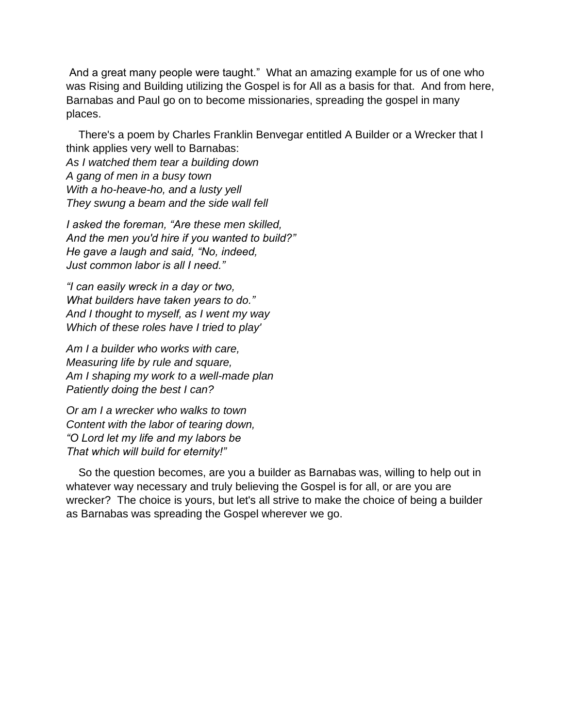And a great many people were taught." What an amazing example for us of one who was Rising and Building utilizing the Gospel is for All as a basis for that. And from here, Barnabas and Paul go on to become missionaries, spreading the gospel in many places.

There's a poem by Charles Franklin Benvegar entitled A Builder or a Wrecker that I think applies very well to Barnabas:

*As I watched them tear a building down*
*A gang of men in a busy town*
*With a ho-heave-ho, and a lusty yell*
*They swung a beam and the side wall fell*

*I asked the foreman, "Are these men skilled,*
*And the men you'd hire if you wanted to build?"*
*He gave a laugh and said, "No, indeed,*
*Just common labor is all I need."*

*"I can easily wreck in a day or two,*
*What builders have taken years to do."*
*And I thought to myself, as I went my way*
*Which of these roles have I tried to play'*

*Am I a builder who works with care,*
*Measuring life by rule and square,*
*Am I shaping my work to a well-made plan*
*Patiently doing the best I can?*

*Or am I a wrecker who walks to town*
*Content with the labor of tearing down,*
*"O Lord let my life and my labors be*
*That which will build for eternity!"*

So the question becomes, are you a builder as Barnabas was, willing to help out in whatever way necessary and truly believing the Gospel is for all, or are you are wrecker? The choice is yours, but let's all strive to make the choice of being a builder as Barnabas was spreading the Gospel wherever we go.